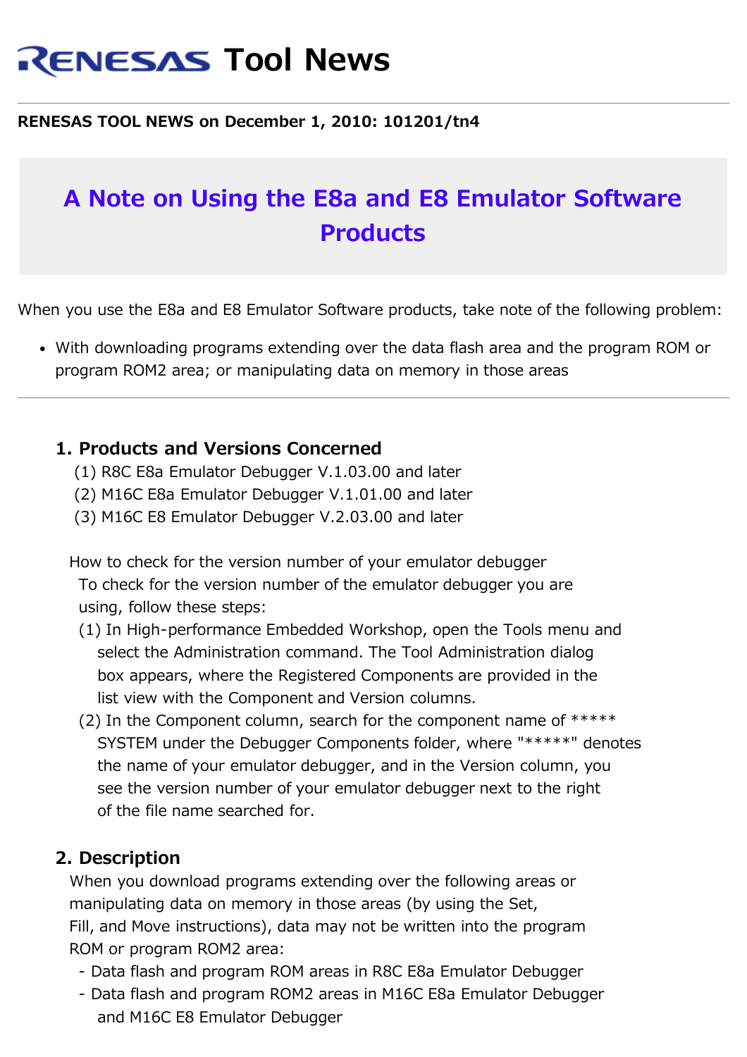# RENESAS Tool News

**RENESAS TOOL NEWS on December 1, 2010: 101201/tn4**

## A Note on Using the E8a and E8 Emulator Software Products

When you use the E8a and E8 Emulator Software products, take note of the following problem:

- With downloading programs extending over the data flash area and the program ROM or program ROM2 area; or manipulating data on memory in those areas

---

### 1. Products and Versions Concerned

(1) R8C E8a Emulator Debugger V.1.03.00 and later
(2) M16C E8a Emulator Debugger V.1.01.00 and later
(3) M16C E8 Emulator Debugger V.2.03.00 and later

How to check for the version number of your emulator debugger
To check for the version number of the emulator debugger you are using, follow these steps:

(1) In High-performance Embedded Workshop, open the Tools menu and select the Administration command. The Tool Administration dialog box appears, where the Registered Components are provided in the list view with the Component and Version columns.
(2) In the Component column, search for the component name of ***** SYSTEM under the Debugger Components folder, where "*****" denotes the name of your emulator debugger, and in the Version column, you see the version number of your emulator debugger next to the right of the file name searched for.

### 2. Description

When you download programs extending over the following areas or manipulating data on memory in those areas (by using the Set, Fill, and Move instructions), data may not be written into the program ROM or program ROM2 area:

- Data flash and program ROM areas in R8C E8a Emulator Debugger
- Data flash and program ROM2 areas in M16C E8a Emulator Debugger and M16C E8 Emulator Debugger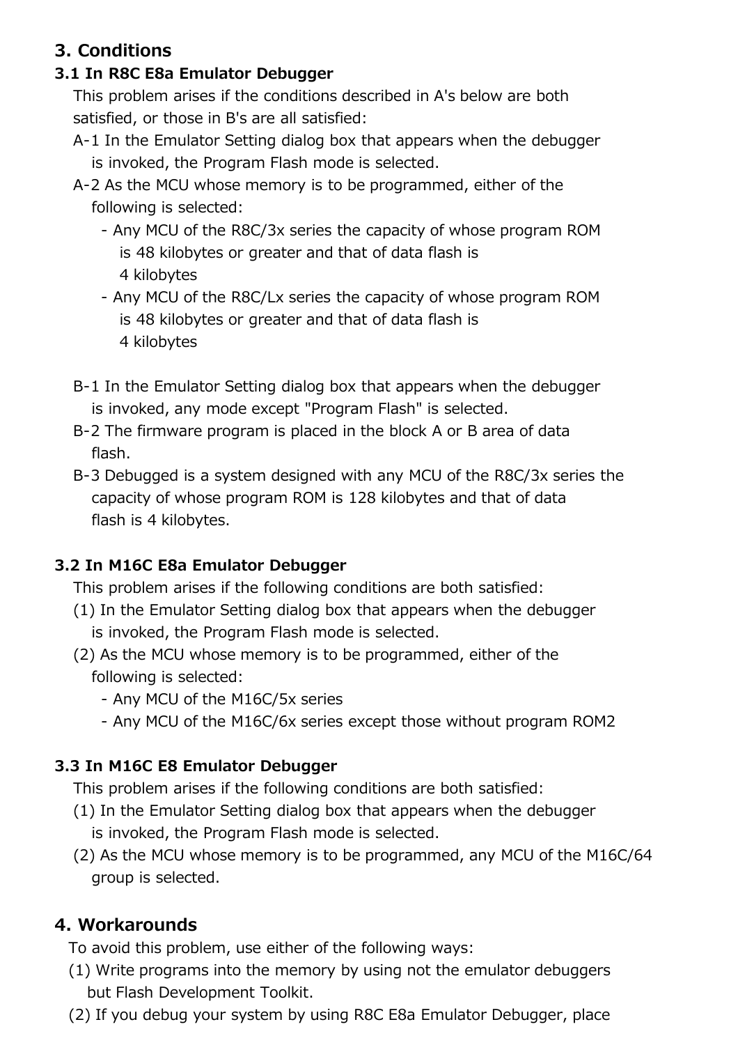## 3. Conditions

### 3.1 In R8C E8a Emulator Debugger

This problem arises if the conditions described in A's below are both satisfied, or those in B's are all satisfied:

A-1 In the Emulator Setting dialog box that appears when the debugger is invoked, the Program Flash mode is selected.

A-2 As the MCU whose memory is to be programmed, either of the following is selected:

- Any MCU of the R8C/3x series the capacity of whose program ROM is 48 kilobytes or greater and that of data flash is 4 kilobytes
- Any MCU of the R8C/Lx series the capacity of whose program ROM is 48 kilobytes or greater and that of data flash is 4 kilobytes

B-1 In the Emulator Setting dialog box that appears when the debugger is invoked, any mode except "Program Flash" is selected.

B-2 The firmware program is placed in the block A or B area of data flash.

B-3 Debugged is a system designed with any MCU of the R8C/3x series the capacity of whose program ROM is 128 kilobytes and that of data flash is 4 kilobytes.

### 3.2 In M16C E8a Emulator Debugger

This problem arises if the following conditions are both satisfied:

(1) In the Emulator Setting dialog box that appears when the debugger is invoked, the Program Flash mode is selected.

(2) As the MCU whose memory is to be programmed, either of the following is selected:

- Any MCU of the M16C/5x series
- Any MCU of the M16C/6x series except those without program ROM2

### 3.3 In M16C E8 Emulator Debugger

This problem arises if the following conditions are both satisfied:

(1) In the Emulator Setting dialog box that appears when the debugger is invoked, the Program Flash mode is selected.

(2) As the MCU whose memory is to be programmed, any MCU of the M16C/64 group is selected.

## 4. Workarounds

To avoid this problem, use either of the following ways:

(1) Write programs into the memory by using not the emulator debuggers but Flash Development Toolkit.

(2) If you debug your system by using R8C E8a Emulator Debugger, place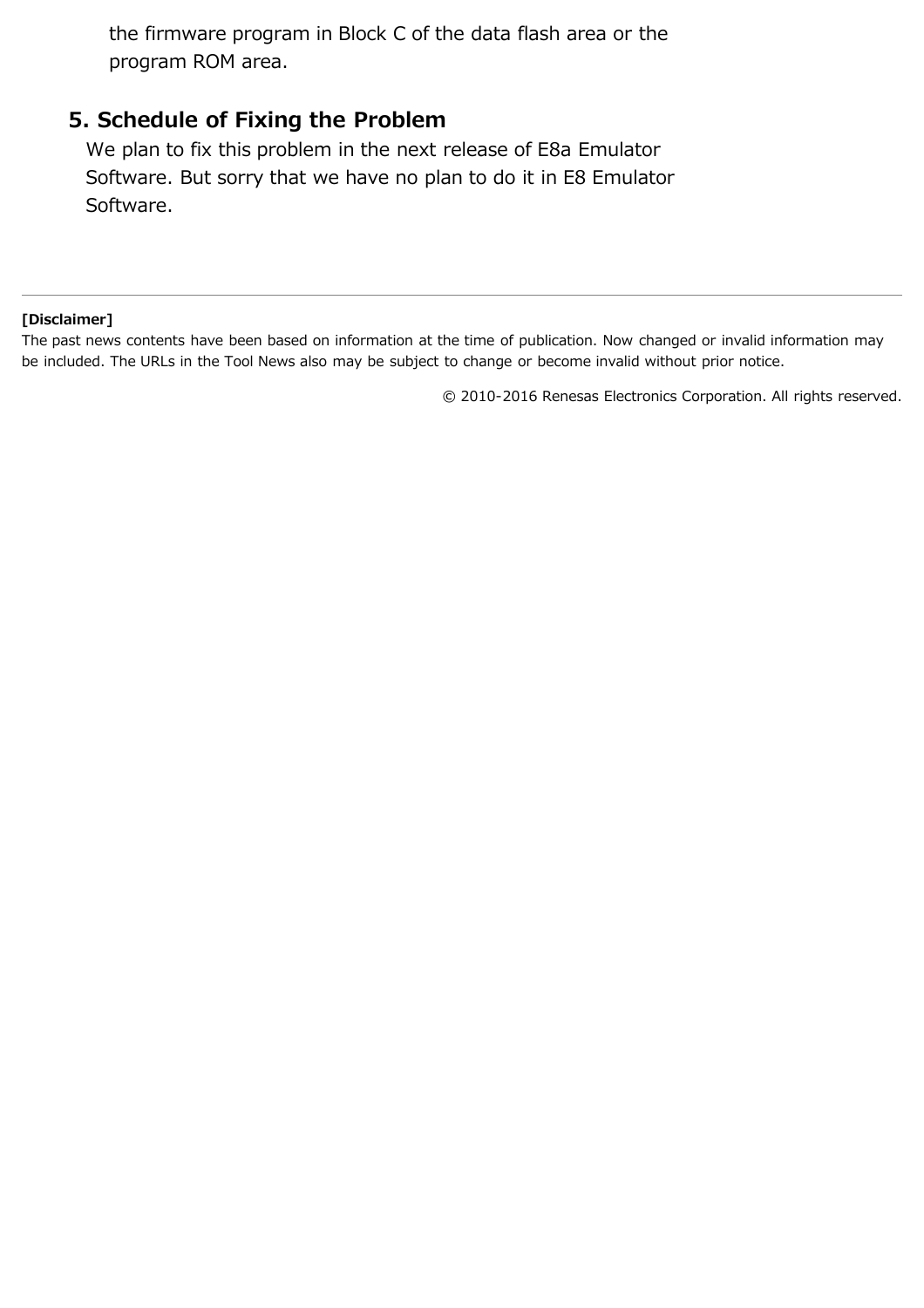the firmware program in Block C of the data flash area or the program ROM area.

## 5. Schedule of Fixing the Problem

We plan to fix this problem in the next release of E8a Emulator Software. But sorry that we have no plan to do it in E8 Emulator Software.

---

**[Disclaimer]**

The past news contents have been based on information at the time of publication. Now changed or invalid information may be included. The URLs in the Tool News also may be subject to change or become invalid without prior notice.

© 2010-2016 Renesas Electronics Corporation. All rights reserved.